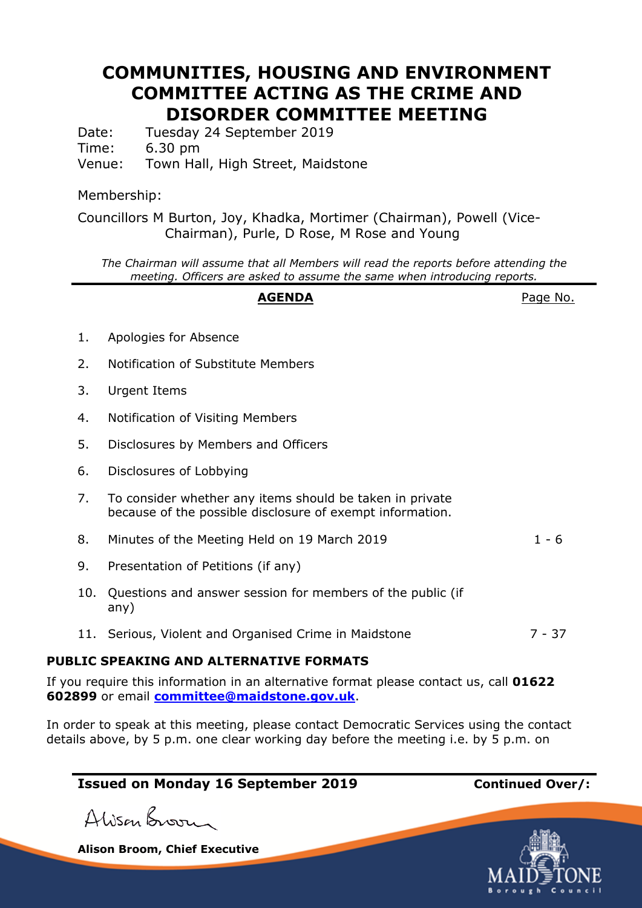# COMMUNITIES, HOUSING AND ENVIRONMENT COMMITTEE ACTING AS THE CRIME AND DISORDER COMMITTEE MEETING

Date: Tuesday 24 September 2019
Time: 6.30 pm
Venue: Town Hall, High Street, Maidstone

Membership:

Councillors M Burton, Joy, Khadka, Mortimer (Chairman), Powell (Vice-Chairman), Purle, D Rose, M Rose and Young

*The Chairman will assume that all Members will read the reports before attending the meeting. Officers are asked to assume the same when introducing reports.*

| **AGENDA** | | Page No. |
|---|---|---|
| 1. | Apologies for Absence | |
| 2. | Notification of Substitute Members | |
| 3. | Urgent Items | |
| 4. | Notification of Visiting Members | |
| 5. | Disclosures by Members and Officers | |
| 6. | Disclosures of Lobbying | |
| 7. | To consider whether any items should be taken in private because of the possible disclosure of exempt information. | |
| 8. | Minutes of the Meeting Held on 19 March 2019 | 1 - 6 |
| 9. | Presentation of Petitions (if any) | |
| 10. | Questions and answer session for members of the public (if any) | |
| 11. | Serious, Violent and Organised Crime in Maidstone | 7 - 37 |

**PUBLIC SPEAKING AND ALTERNATIVE FORMATS**

If you require this information in an alternative format please contact us, call **01622 602899** or email **committee@maidstone.gov.uk**.

In order to speak at this meeting, please contact Democratic Services using the contact details above, by 5 p.m. one clear working day before the meeting i.e. by 5 p.m. on

**Issued on Monday 16 September 2019** **Continued Over/:**

**Alison Broom, Chief Executive**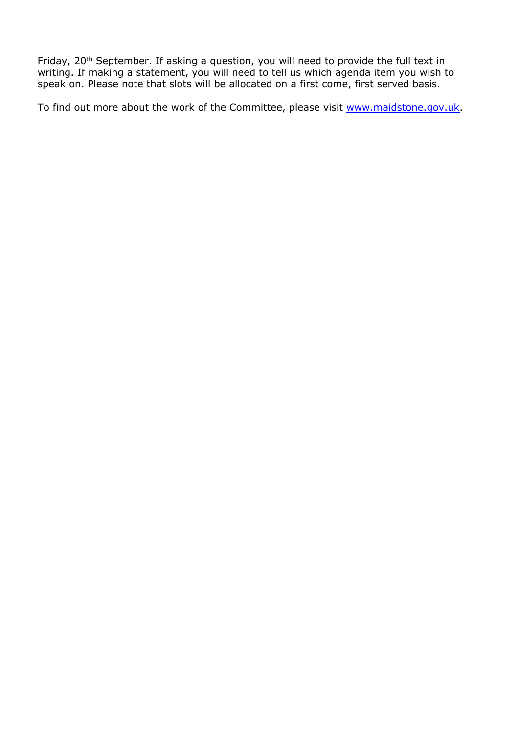Friday, 20th September. If asking a question, you will need to provide the full text in writing. If making a statement, you will need to tell us which agenda item you wish to speak on. Please note that slots will be allocated on a first come, first served basis.

To find out more about the work of the Committee, please visit [www.maidstone.gov.uk](http://www.maidstone.gov.uk).